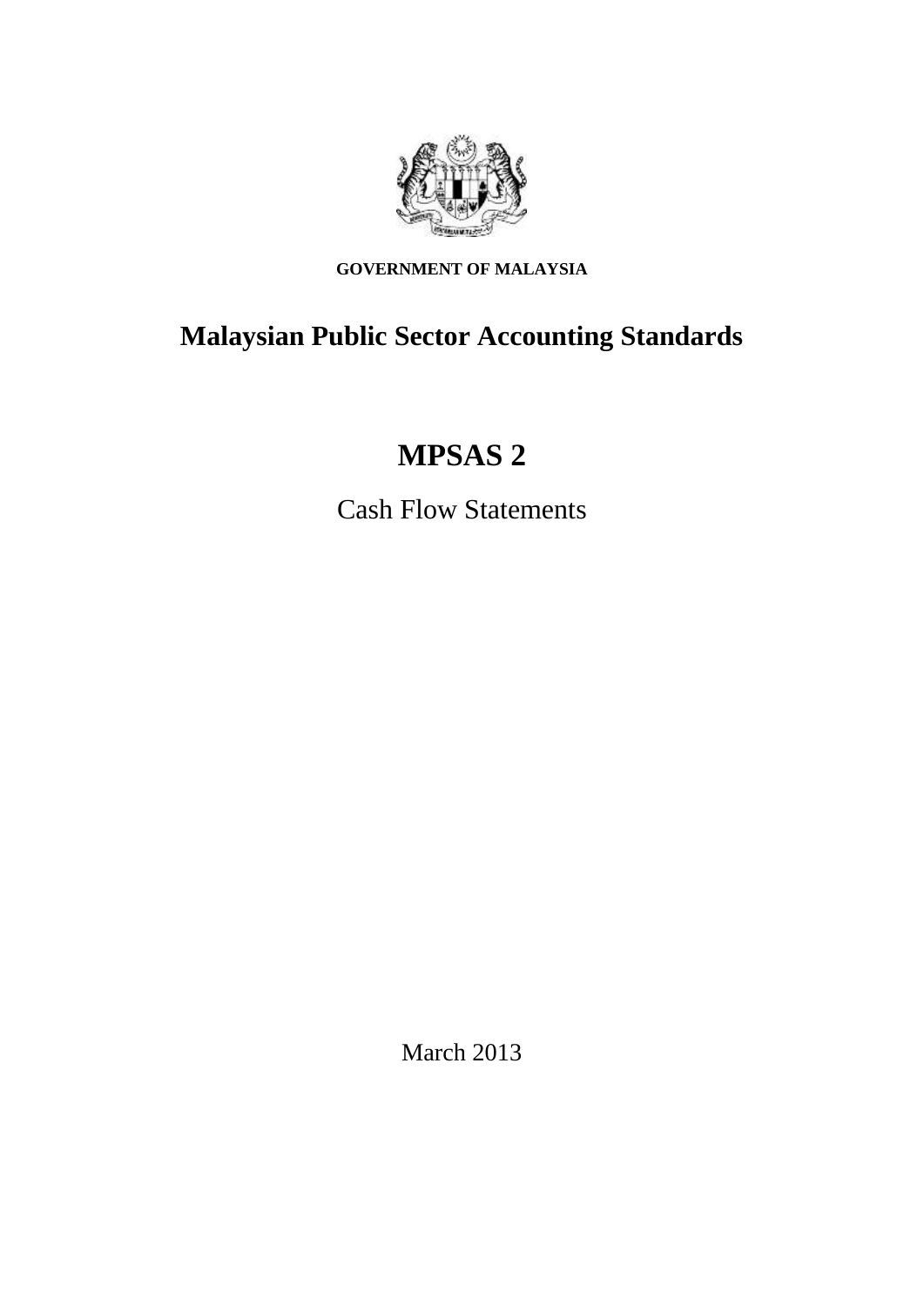**GOVERNMENT OF MALAYSIA**

# Malaysian Public Sector Accounting Standards

# MPSAS 2

Cash Flow Statements

March 2013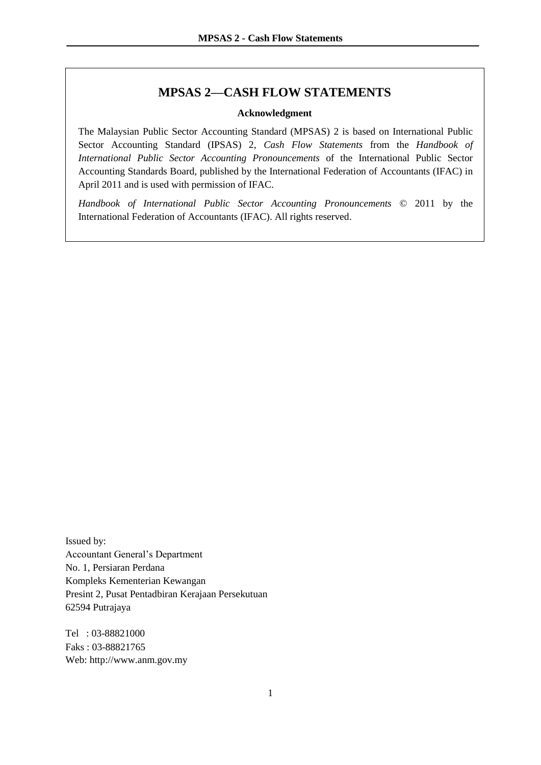# MPSAS 2—CASH FLOW STATEMENTS

**Acknowledgment**

The Malaysian Public Sector Accounting Standard (MPSAS) 2 is based on International Public Sector Accounting Standard (IPSAS) 2, *Cash Flow Statements* from the *Handbook of International Public Sector Accounting Pronouncements* of the International Public Sector Accounting Standards Board, published by the International Federation of Accountants (IFAC) in April 2011 and is used with permission of IFAC.

*Handbook of International Public Sector Accounting Pronouncements* © 2011 by the International Federation of Accountants (IFAC). All rights reserved.

Issued by:
Accountant General's Department
No. 1, Persiaran Perdana
Kompleks Kementerian Kewangan
Presint 2, Pusat Pentadbiran Kerajaan Persekutuan
62594 Putrajaya

Tel : 03-88821000
Faks : 03-88821765
Web: http://www.anm.gov.my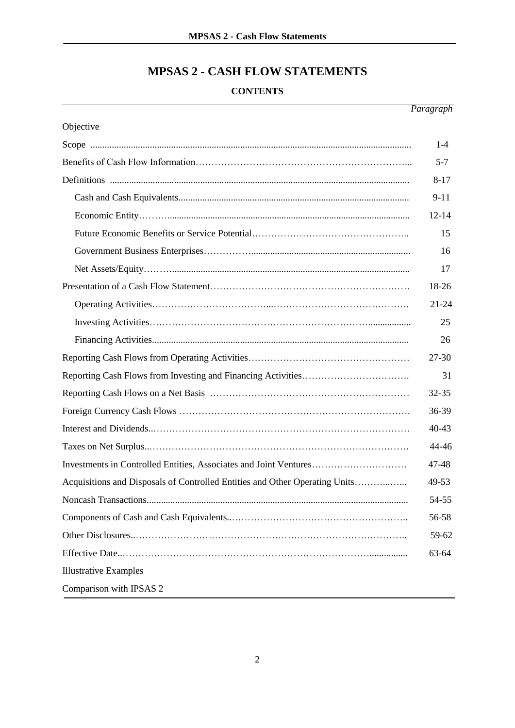# MPSAS 2 - CASH FLOW STATEMENTS

## CONTENTS

| | Paragraph |
|---|---|
| Objective | |
| Scope | 1-4 |
| Benefits of Cash Flow Information | 5-7 |
| Definitions | 8-17 |
| Cash and Cash Equivalents | 9-11 |
| Economic Entity | 12-14 |
| Future Economic Benefits or Service Potential | 15 |
| Government Business Enterprises | 16 |
| Net Assets/Equity | 17 |
| Presentation of a Cash Flow Statement | 18-26 |
| Operating Activities | 21-24 |
| Investing Activities | 25 |
| Financing Activities | 26 |
| Reporting Cash Flows from Operating Activities | 27-30 |
| Reporting Cash Flows from Investing and Financing Activities | 31 |
| Reporting Cash Flows on a Net Basis | 32-35 |
| Foreign Currency Cash Flows | 36-39 |
| Interest and Dividends | 40-43 |
| Taxes on Net Surplus | 44-46 |
| Investments in Controlled Entities, Associates and Joint Ventures | 47-48 |
| Acquisitions and Disposals of Controlled Entities and Other Operating Units | 49-53 |
| Noncash Transactions | 54-55 |
| Components of Cash and Cash Equivalents | 56-58 |
| Other Disclosures | 59-62 |
| Effective Date | 63-64 |
| Illustrative Examples | |
| Comparison with IPSAS 2 | |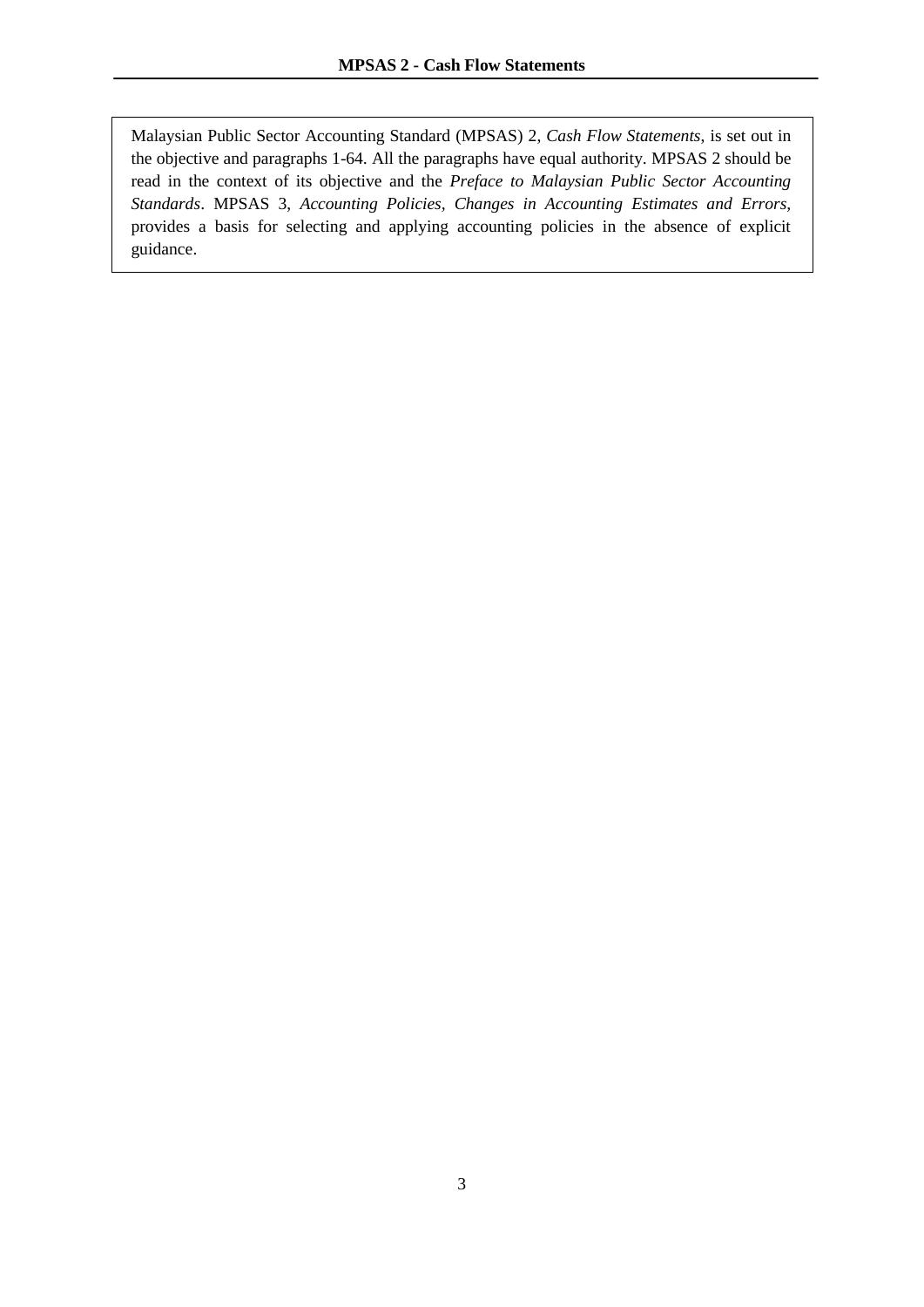Malaysian Public Sector Accounting Standard (MPSAS) 2, *Cash Flow Statements*, is set out in the objective and paragraphs 1-64. All the paragraphs have equal authority. MPSAS 2 should be read in the context of its objective and the *Preface to Malaysian Public Sector Accounting Standards*. MPSAS 3, *Accounting Policies, Changes in Accounting Estimates and Errors*, provides a basis for selecting and applying accounting policies in the absence of explicit guidance.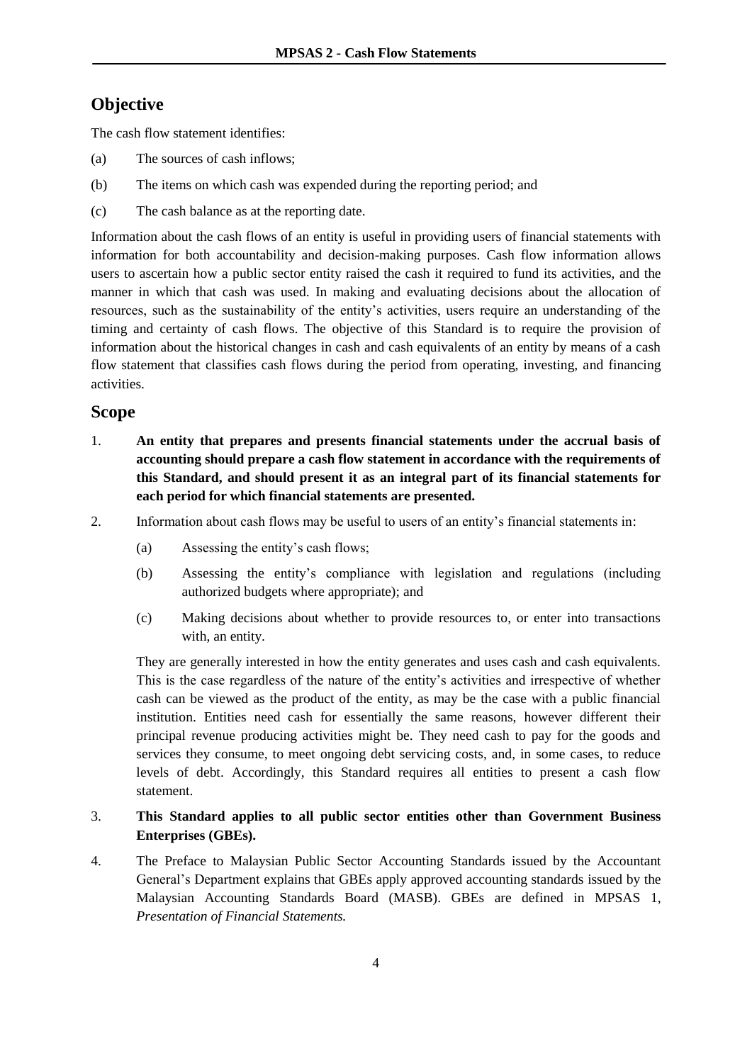## Objective

The cash flow statement identifies:

(a) The sources of cash inflows;

(b) The items on which cash was expended during the reporting period; and

(c) The cash balance as at the reporting date.

Information about the cash flows of an entity is useful in providing users of financial statements with information for both accountability and decision-making purposes. Cash flow information allows users to ascertain how a public sector entity raised the cash it required to fund its activities, and the manner in which that cash was used. In making and evaluating decisions about the allocation of resources, such as the sustainability of the entity's activities, users require an understanding of the timing and certainty of cash flows. The objective of this Standard is to require the provision of information about the historical changes in cash and cash equivalents of an entity by means of a cash flow statement that classifies cash flows during the period from operating, investing, and financing activities.

## Scope

1. **An entity that prepares and presents financial statements under the accrual basis of accounting should prepare a cash flow statement in accordance with the requirements of this Standard, and should present it as an integral part of its financial statements for each period for which financial statements are presented.**

2. Information about cash flows may be useful to users of an entity's financial statements in:

   (a) Assessing the entity's cash flows;

   (b) Assessing the entity's compliance with legislation and regulations (including authorized budgets where appropriate); and

   (c) Making decisions about whether to provide resources to, or enter into transactions with, an entity.

   They are generally interested in how the entity generates and uses cash and cash equivalents. This is the case regardless of the nature of the entity's activities and irrespective of whether cash can be viewed as the product of the entity, as may be the case with a public financial institution. Entities need cash for essentially the same reasons, however different their principal revenue producing activities might be. They need cash to pay for the goods and services they consume, to meet ongoing debt servicing costs, and, in some cases, to reduce levels of debt. Accordingly, this Standard requires all entities to present a cash flow statement.

3. **This Standard applies to all public sector entities other than Government Business Enterprises (GBEs).**

4. The Preface to Malaysian Public Sector Accounting Standards issued by the Accountant General's Department explains that GBEs apply approved accounting standards issued by the Malaysian Accounting Standards Board (MASB). GBEs are defined in MPSAS 1, *Presentation of Financial Statements.*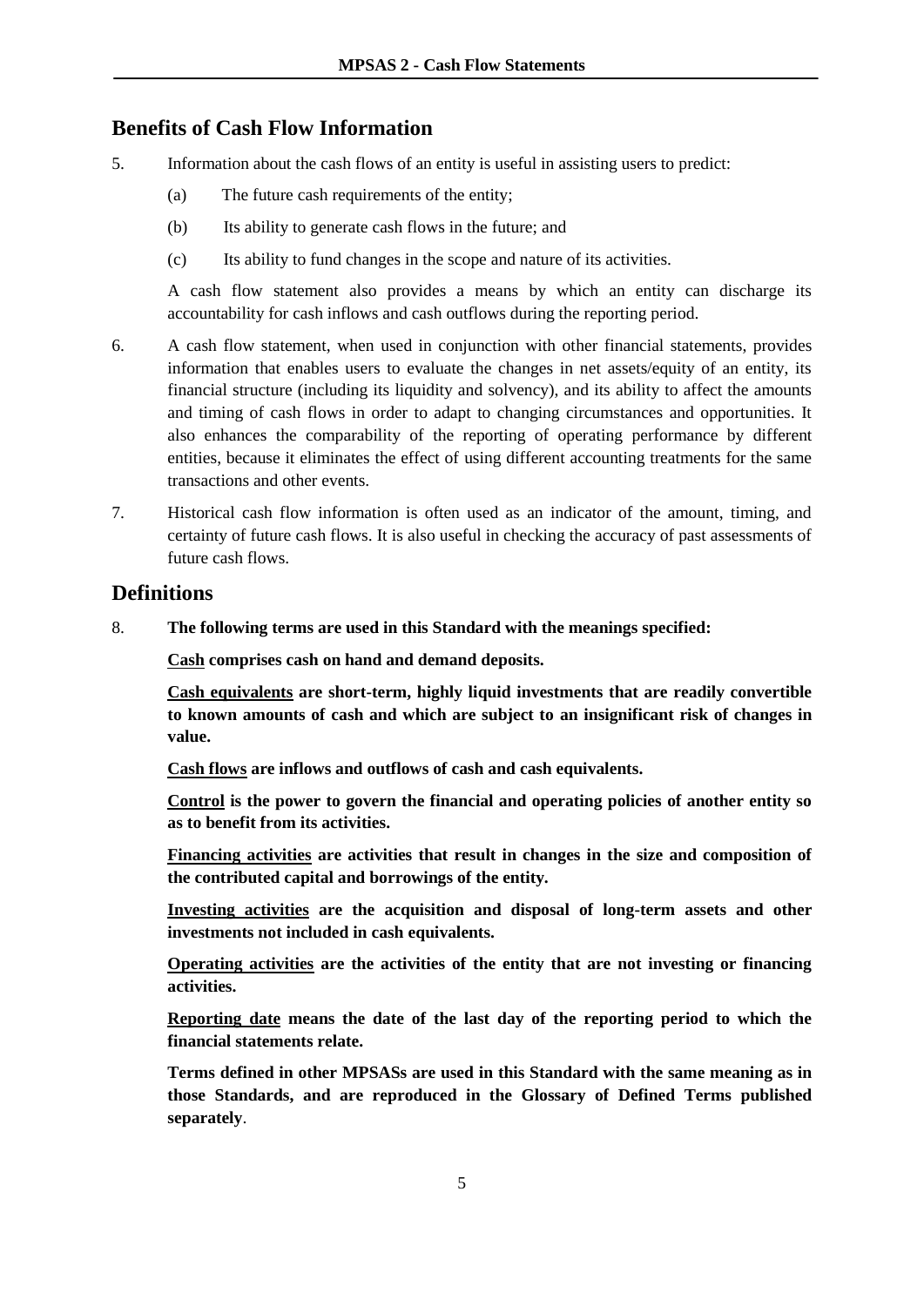## Benefits of Cash Flow Information

5. Information about the cash flows of an entity is useful in assisting users to predict:

   (a) The future cash requirements of the entity;

   (b) Its ability to generate cash flows in the future; and

   (c) Its ability to fund changes in the scope and nature of its activities.

   A cash flow statement also provides a means by which an entity can discharge its accountability for cash inflows and cash outflows during the reporting period.

6. A cash flow statement, when used in conjunction with other financial statements, provides information that enables users to evaluate the changes in net assets/equity of an entity, its financial structure (including its liquidity and solvency), and its ability to affect the amounts and timing of cash flows in order to adapt to changing circumstances and opportunities. It also enhances the comparability of the reporting of operating performance by different entities, because it eliminates the effect of using different accounting treatments for the same transactions and other events.

7. Historical cash flow information is often used as an indicator of the amount, timing, and certainty of future cash flows. It is also useful in checking the accuracy of past assessments of future cash flows.

## Definitions

8. **The following terms are used in this Standard with the meanings specified:**

   **<u>Cash</u> comprises cash on hand and demand deposits.**

   **<u>Cash equivalents</u> are short-term, highly liquid investments that are readily convertible to known amounts of cash and which are subject to an insignificant risk of changes in value.**

   **<u>Cash flows</u> are inflows and outflows of cash and cash equivalents.**

   **<u>Control</u> is the power to govern the financial and operating policies of another entity so as to benefit from its activities.**

   **<u>Financing activities</u> are activities that result in changes in the size and composition of the contributed capital and borrowings of the entity.**

   **<u>Investing activities</u> are the acquisition and disposal of long-term assets and other investments not included in cash equivalents.**

   **<u>Operating activities</u> are the activities of the entity that are not investing or financing activities.**

   **<u>Reporting date</u> means the date of the last day of the reporting period to which the financial statements relate.**

   **Terms defined in other MPSASs are used in this Standard with the same meaning as in those Standards, and are reproduced in the Glossary of Defined Terms published separately**.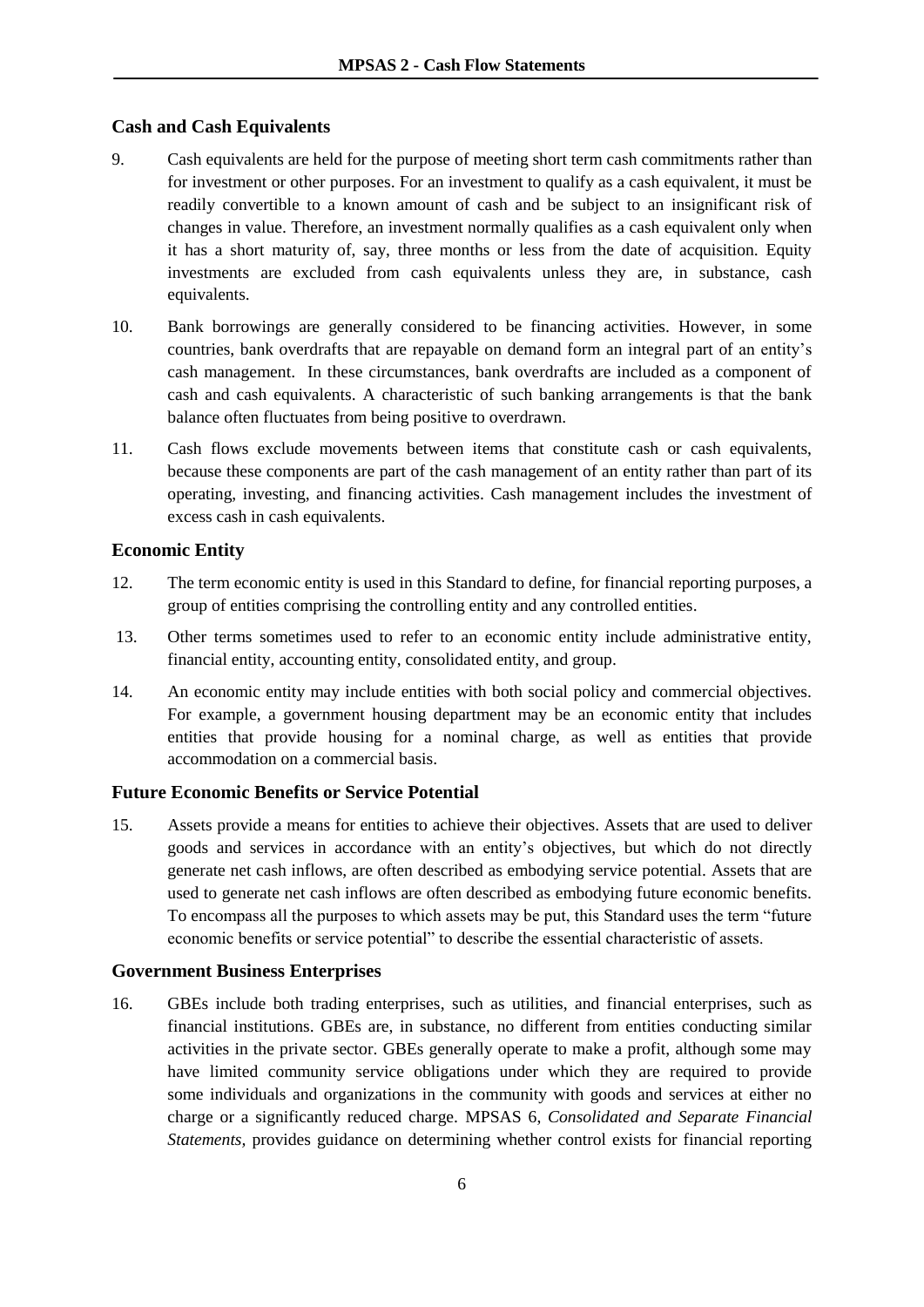### Cash and Cash Equivalents

9. Cash equivalents are held for the purpose of meeting short term cash commitments rather than for investment or other purposes. For an investment to qualify as a cash equivalent, it must be readily convertible to a known amount of cash and be subject to an insignificant risk of changes in value. Therefore, an investment normally qualifies as a cash equivalent only when it has a short maturity of, say, three months or less from the date of acquisition. Equity investments are excluded from cash equivalents unless they are, in substance, cash equivalents.

10. Bank borrowings are generally considered to be financing activities. However, in some countries, bank overdrafts that are repayable on demand form an integral part of an entity's cash management. In these circumstances, bank overdrafts are included as a component of cash and cash equivalents. A characteristic of such banking arrangements is that the bank balance often fluctuates from being positive to overdrawn.

11. Cash flows exclude movements between items that constitute cash or cash equivalents, because these components are part of the cash management of an entity rather than part of its operating, investing, and financing activities. Cash management includes the investment of excess cash in cash equivalents.

### Economic Entity

12. The term economic entity is used in this Standard to define, for financial reporting purposes, a group of entities comprising the controlling entity and any controlled entities.

13. Other terms sometimes used to refer to an economic entity include administrative entity, financial entity, accounting entity, consolidated entity, and group.

14. An economic entity may include entities with both social policy and commercial objectives. For example, a government housing department may be an economic entity that includes entities that provide housing for a nominal charge, as well as entities that provide accommodation on a commercial basis.

### Future Economic Benefits or Service Potential

15. Assets provide a means for entities to achieve their objectives. Assets that are used to deliver goods and services in accordance with an entity's objectives, but which do not directly generate net cash inflows, are often described as embodying service potential. Assets that are used to generate net cash inflows are often described as embodying future economic benefits. To encompass all the purposes to which assets may be put, this Standard uses the term "future economic benefits or service potential" to describe the essential characteristic of assets.

### Government Business Enterprises

16. GBEs include both trading enterprises, such as utilities, and financial enterprises, such as financial institutions. GBEs are, in substance, no different from entities conducting similar activities in the private sector. GBEs generally operate to make a profit, although some may have limited community service obligations under which they are required to provide some individuals and organizations in the community with goods and services at either no charge or a significantly reduced charge. MPSAS 6, *Consolidated and Separate Financial Statements*, provides guidance on determining whether control exists for financial reporting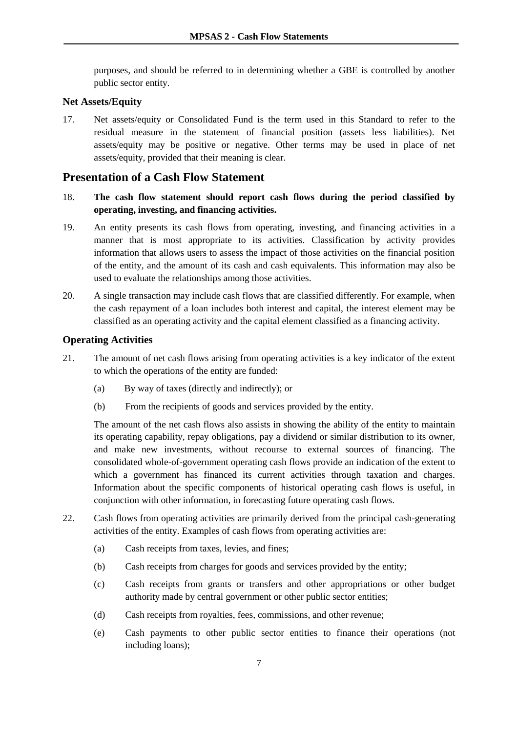purposes, and should be referred to in determining whether a GBE is controlled by another public sector entity.

### Net Assets/Equity

17. Net assets/equity or Consolidated Fund is the term used in this Standard to refer to the residual measure in the statement of financial position (assets less liabilities). Net assets/equity may be positive or negative. Other terms may be used in place of net assets/equity, provided that their meaning is clear.

## Presentation of a Cash Flow Statement

18. **The cash flow statement should report cash flows during the period classified by operating, investing, and financing activities.**

19. An entity presents its cash flows from operating, investing, and financing activities in a manner that is most appropriate to its activities. Classification by activity provides information that allows users to assess the impact of those activities on the financial position of the entity, and the amount of its cash and cash equivalents. This information may also be used to evaluate the relationships among those activities.

20. A single transaction may include cash flows that are classified differently. For example, when the cash repayment of a loan includes both interest and capital, the interest element may be classified as an operating activity and the capital element classified as a financing activity.

### Operating Activities

21. The amount of net cash flows arising from operating activities is a key indicator of the extent to which the operations of the entity are funded:

    (a) By way of taxes (directly and indirectly); or

    (b) From the recipients of goods and services provided by the entity.

    The amount of the net cash flows also assists in showing the ability of the entity to maintain its operating capability, repay obligations, pay a dividend or similar distribution to its owner, and make new investments, without recourse to external sources of financing. The consolidated whole-of-government operating cash flows provide an indication of the extent to which a government has financed its current activities through taxation and charges. Information about the specific components of historical operating cash flows is useful, in conjunction with other information, in forecasting future operating cash flows.

22. Cash flows from operating activities are primarily derived from the principal cash-generating activities of the entity. Examples of cash flows from operating activities are:

    (a) Cash receipts from taxes, levies, and fines;

    (b) Cash receipts from charges for goods and services provided by the entity;

    (c) Cash receipts from grants or transfers and other appropriations or other budget authority made by central government or other public sector entities;

    (d) Cash receipts from royalties, fees, commissions, and other revenue;

    (e) Cash payments to other public sector entities to finance their operations (not including loans);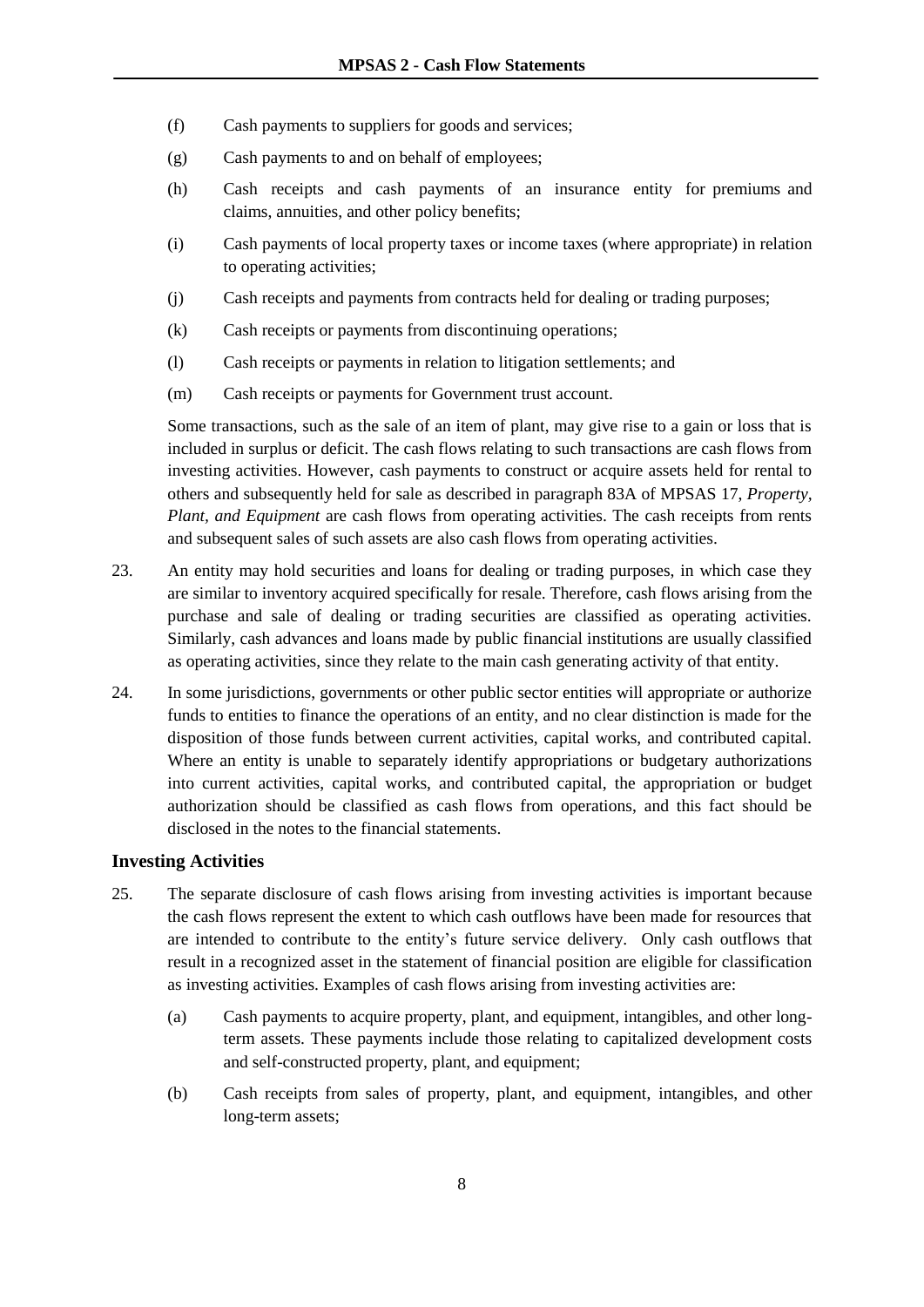(f) Cash payments to suppliers for goods and services;

(g) Cash payments to and on behalf of employees;

(h) Cash receipts and cash payments of an insurance entity for premiums and claims, annuities, and other policy benefits;

(i) Cash payments of local property taxes or income taxes (where appropriate) in relation to operating activities;

(j) Cash receipts and payments from contracts held for dealing or trading purposes;

(k) Cash receipts or payments from discontinuing operations;

(l) Cash receipts or payments in relation to litigation settlements; and

(m) Cash receipts or payments for Government trust account.

Some transactions, such as the sale of an item of plant, may give rise to a gain or loss that is included in surplus or deficit. The cash flows relating to such transactions are cash flows from investing activities. However, cash payments to construct or acquire assets held for rental to others and subsequently held for sale as described in paragraph 83A of MPSAS 17, *Property, Plant, and Equipment* are cash flows from operating activities. The cash receipts from rents and subsequent sales of such assets are also cash flows from operating activities.

23. An entity may hold securities and loans for dealing or trading purposes, in which case they are similar to inventory acquired specifically for resale. Therefore, cash flows arising from the purchase and sale of dealing or trading securities are classified as operating activities. Similarly, cash advances and loans made by public financial institutions are usually classified as operating activities, since they relate to the main cash generating activity of that entity.

24. In some jurisdictions, governments or other public sector entities will appropriate or authorize funds to entities to finance the operations of an entity, and no clear distinction is made for the disposition of those funds between current activities, capital works, and contributed capital. Where an entity is unable to separately identify appropriations or budgetary authorizations into current activities, capital works, and contributed capital, the appropriation or budget authorization should be classified as cash flows from operations, and this fact should be disclosed in the notes to the financial statements.

### Investing Activities

25. The separate disclosure of cash flows arising from investing activities is important because the cash flows represent the extent to which cash outflows have been made for resources that are intended to contribute to the entity's future service delivery. Only cash outflows that result in a recognized asset in the statement of financial position are eligible for classification as investing activities. Examples of cash flows arising from investing activities are:

(a) Cash payments to acquire property, plant, and equipment, intangibles, and other long-term assets. These payments include those relating to capitalized development costs and self-constructed property, plant, and equipment;

(b) Cash receipts from sales of property, plant, and equipment, intangibles, and other long-term assets;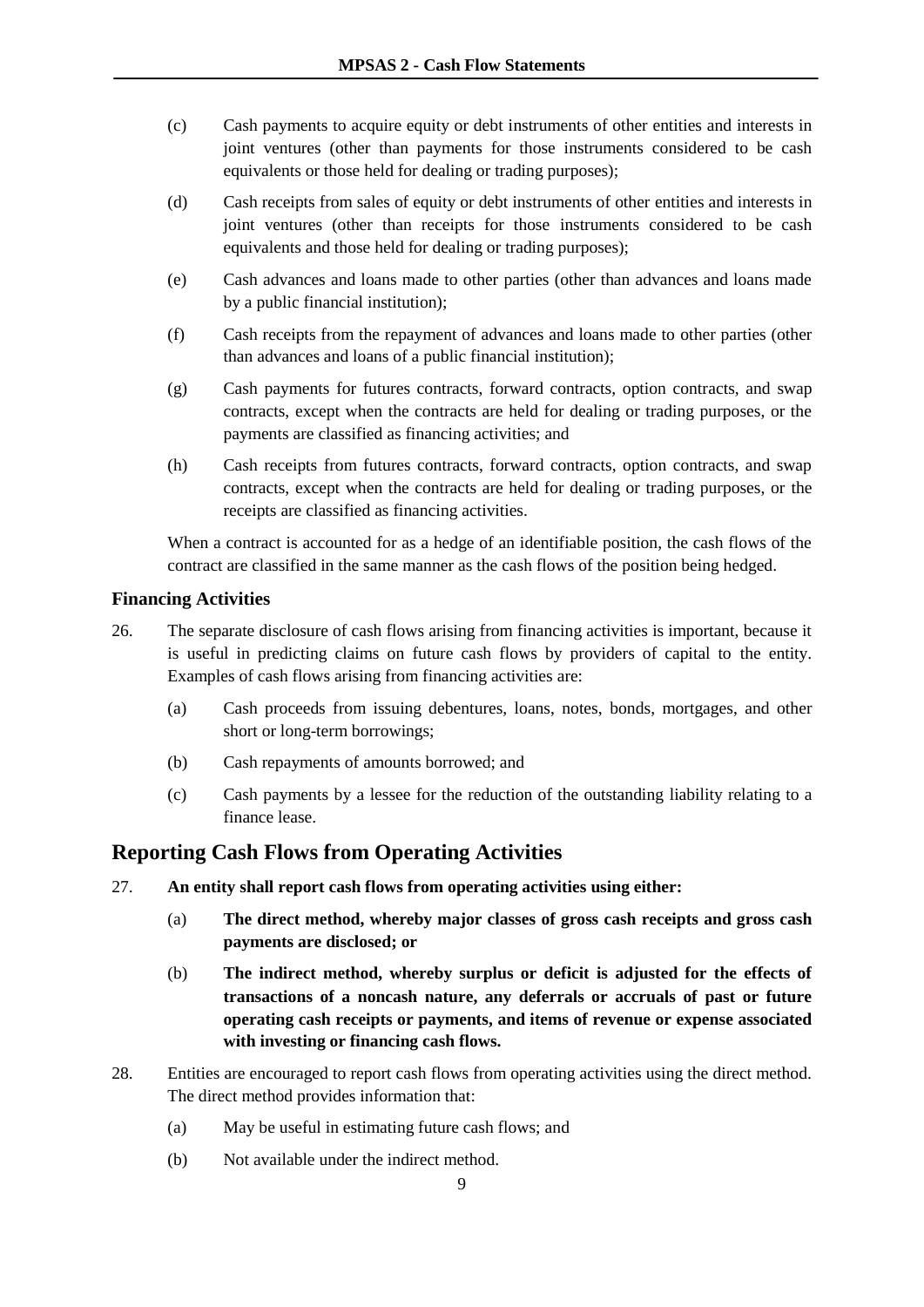(c) Cash payments to acquire equity or debt instruments of other entities and interests in joint ventures (other than payments for those instruments considered to be cash equivalents or those held for dealing or trading purposes);

(d) Cash receipts from sales of equity or debt instruments of other entities and interests in joint ventures (other than receipts for those instruments considered to be cash equivalents and those held for dealing or trading purposes);

(e) Cash advances and loans made to other parties (other than advances and loans made by a public financial institution);

(f) Cash receipts from the repayment of advances and loans made to other parties (other than advances and loans of a public financial institution);

(g) Cash payments for futures contracts, forward contracts, option contracts, and swap contracts, except when the contracts are held for dealing or trading purposes, or the payments are classified as financing activities; and

(h) Cash receipts from futures contracts, forward contracts, option contracts, and swap contracts, except when the contracts are held for dealing or trading purposes, or the receipts are classified as financing activities.

When a contract is accounted for as a hedge of an identifiable position, the cash flows of the contract are classified in the same manner as the cash flows of the position being hedged.

### Financing Activities

26. The separate disclosure of cash flows arising from financing activities is important, because it is useful in predicting claims on future cash flows by providers of capital to the entity. Examples of cash flows arising from financing activities are:

    (a) Cash proceeds from issuing debentures, loans, notes, bonds, mortgages, and other short or long-term borrowings;

    (b) Cash repayments of amounts borrowed; and

    (c) Cash payments by a lessee for the reduction of the outstanding liability relating to a finance lease.

## Reporting Cash Flows from Operating Activities

27. **An entity shall report cash flows from operating activities using either:**

    (a) **The direct method, whereby major classes of gross cash receipts and gross cash payments are disclosed; or**

    (b) **The indirect method, whereby surplus or deficit is adjusted for the effects of transactions of a noncash nature, any deferrals or accruals of past or future operating cash receipts or payments, and items of revenue or expense associated with investing or financing cash flows.**

28. Entities are encouraged to report cash flows from operating activities using the direct method. The direct method provides information that:

    (a) May be useful in estimating future cash flows; and

    (b) Not available under the indirect method.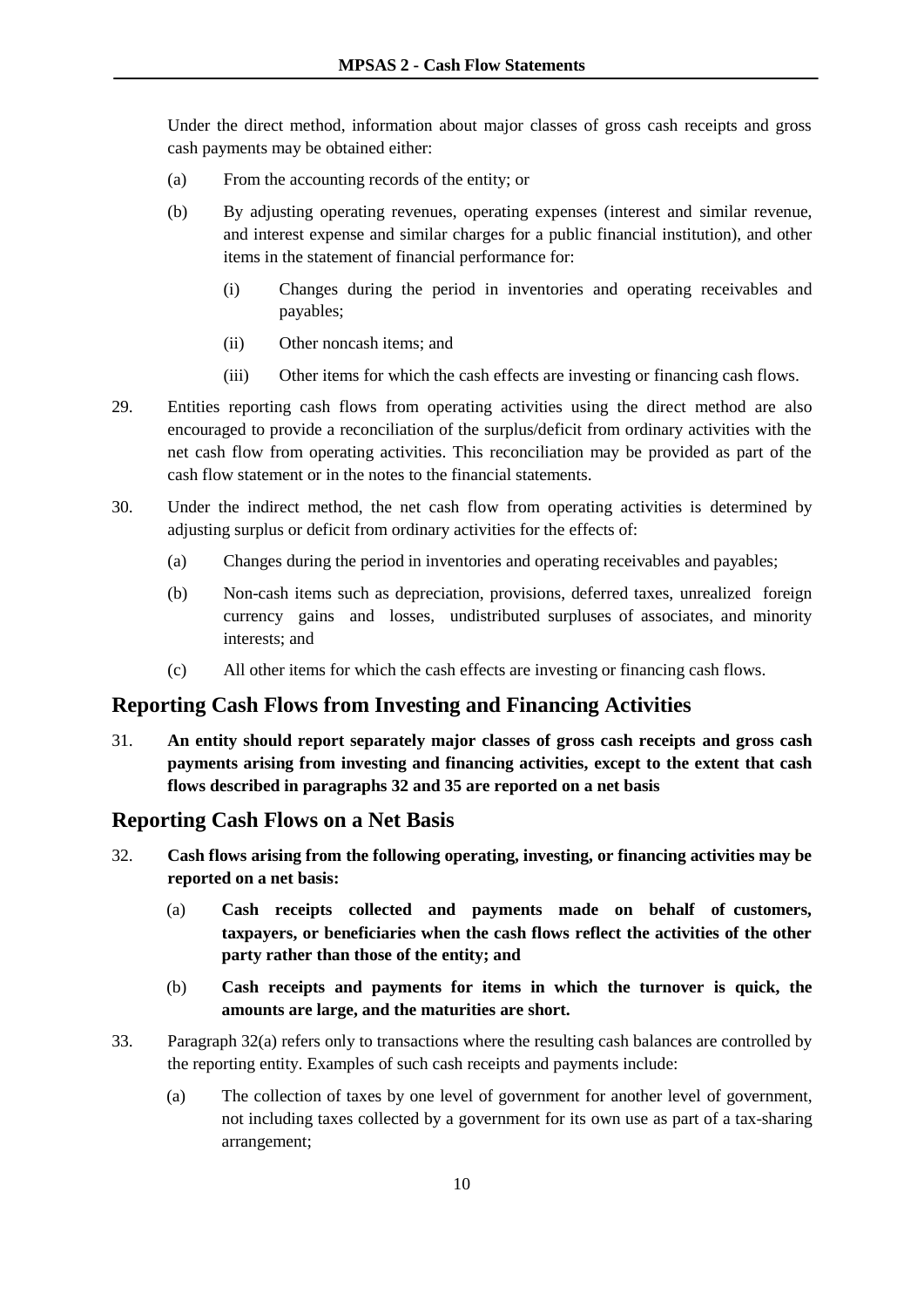Under the direct method, information about major classes of gross cash receipts and gross cash payments may be obtained either:

(a) From the accounting records of the entity; or

(b) By adjusting operating revenues, operating expenses (interest and similar revenue, and interest expense and similar charges for a public financial institution), and other items in the statement of financial performance for:

   (i) Changes during the period in inventories and operating receivables and payables;

   (ii) Other noncash items; and

   (iii) Other items for which the cash effects are investing or financing cash flows.

29. Entities reporting cash flows from operating activities using the direct method are also encouraged to provide a reconciliation of the surplus/deficit from ordinary activities with the net cash flow from operating activities. This reconciliation may be provided as part of the cash flow statement or in the notes to the financial statements.

30. Under the indirect method, the net cash flow from operating activities is determined by adjusting surplus or deficit from ordinary activities for the effects of:

(a) Changes during the period in inventories and operating receivables and payables;

(b) Non-cash items such as depreciation, provisions, deferred taxes, unrealized foreign currency gains and losses, undistributed surpluses of associates, and minority interests; and

(c) All other items for which the cash effects are investing or financing cash flows.

## Reporting Cash Flows from Investing and Financing Activities

31. **An entity should report separately major classes of gross cash receipts and gross cash payments arising from investing and financing activities, except to the extent that cash flows described in paragraphs 32 and 35 are reported on a net basis**

## Reporting Cash Flows on a Net Basis

32. **Cash flows arising from the following operating, investing, or financing activities may be reported on a net basis:**

(a) **Cash receipts collected and payments made on behalf of customers, taxpayers, or beneficiaries when the cash flows reflect the activities of the other party rather than those of the entity; and**

(b) **Cash receipts and payments for items in which the turnover is quick, the amounts are large, and the maturities are short.**

33. Paragraph 32(a) refers only to transactions where the resulting cash balances are controlled by the reporting entity. Examples of such cash receipts and payments include:

(a) The collection of taxes by one level of government for another level of government, not including taxes collected by a government for its own use as part of a tax-sharing arrangement;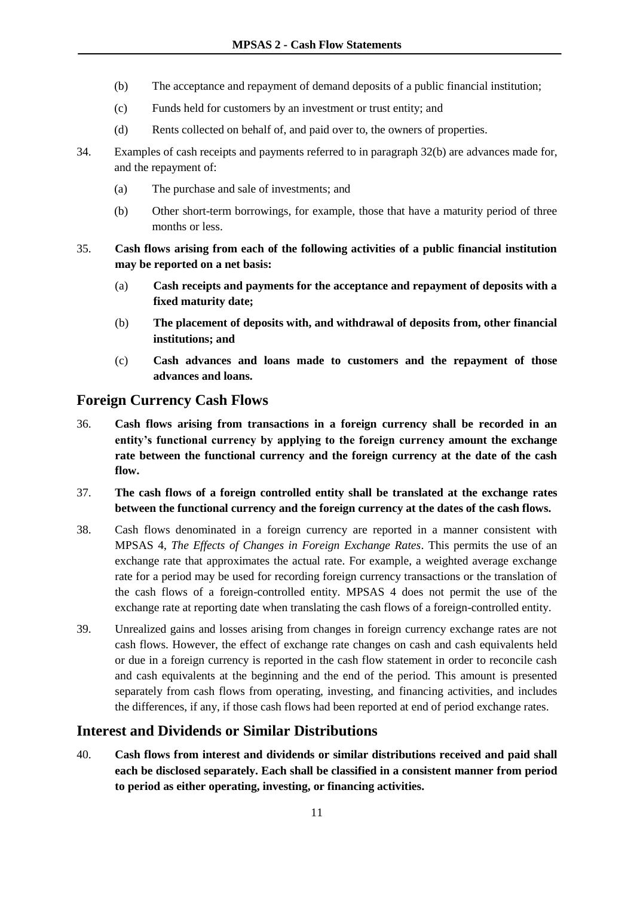(b) The acceptance and repayment of demand deposits of a public financial institution;

(c) Funds held for customers by an investment or trust entity; and

(d) Rents collected on behalf of, and paid over to, the owners of properties.

34. Examples of cash receipts and payments referred to in paragraph 32(b) are advances made for, and the repayment of:

(a) The purchase and sale of investments; and

(b) Other short-term borrowings, for example, those that have a maturity period of three months or less.

35. **Cash flows arising from each of the following activities of a public financial institution may be reported on a net basis:**

(a) **Cash receipts and payments for the acceptance and repayment of deposits with a fixed maturity date;**

(b) **The placement of deposits with, and withdrawal of deposits from, other financial institutions; and**

(c) **Cash advances and loans made to customers and the repayment of those advances and loans.**

## Foreign Currency Cash Flows

36. **Cash flows arising from transactions in a foreign currency shall be recorded in an entity's functional currency by applying to the foreign currency amount the exchange rate between the functional currency and the foreign currency at the date of the cash flow.**

37. **The cash flows of a foreign controlled entity shall be translated at the exchange rates between the functional currency and the foreign currency at the dates of the cash flows.**

38. Cash flows denominated in a foreign currency are reported in a manner consistent with MPSAS 4, *The Effects of Changes in Foreign Exchange Rates*. This permits the use of an exchange rate that approximates the actual rate. For example, a weighted average exchange rate for a period may be used for recording foreign currency transactions or the translation of the cash flows of a foreign-controlled entity. MPSAS 4 does not permit the use of the exchange rate at reporting date when translating the cash flows of a foreign-controlled entity.

39. Unrealized gains and losses arising from changes in foreign currency exchange rates are not cash flows. However, the effect of exchange rate changes on cash and cash equivalents held or due in a foreign currency is reported in the cash flow statement in order to reconcile cash and cash equivalents at the beginning and the end of the period. This amount is presented separately from cash flows from operating, investing, and financing activities, and includes the differences, if any, if those cash flows had been reported at end of period exchange rates.

## Interest and Dividends or Similar Distributions

40. **Cash flows from interest and dividends or similar distributions received and paid shall each be disclosed separately. Each shall be classified in a consistent manner from period to period as either operating, investing, or financing activities.**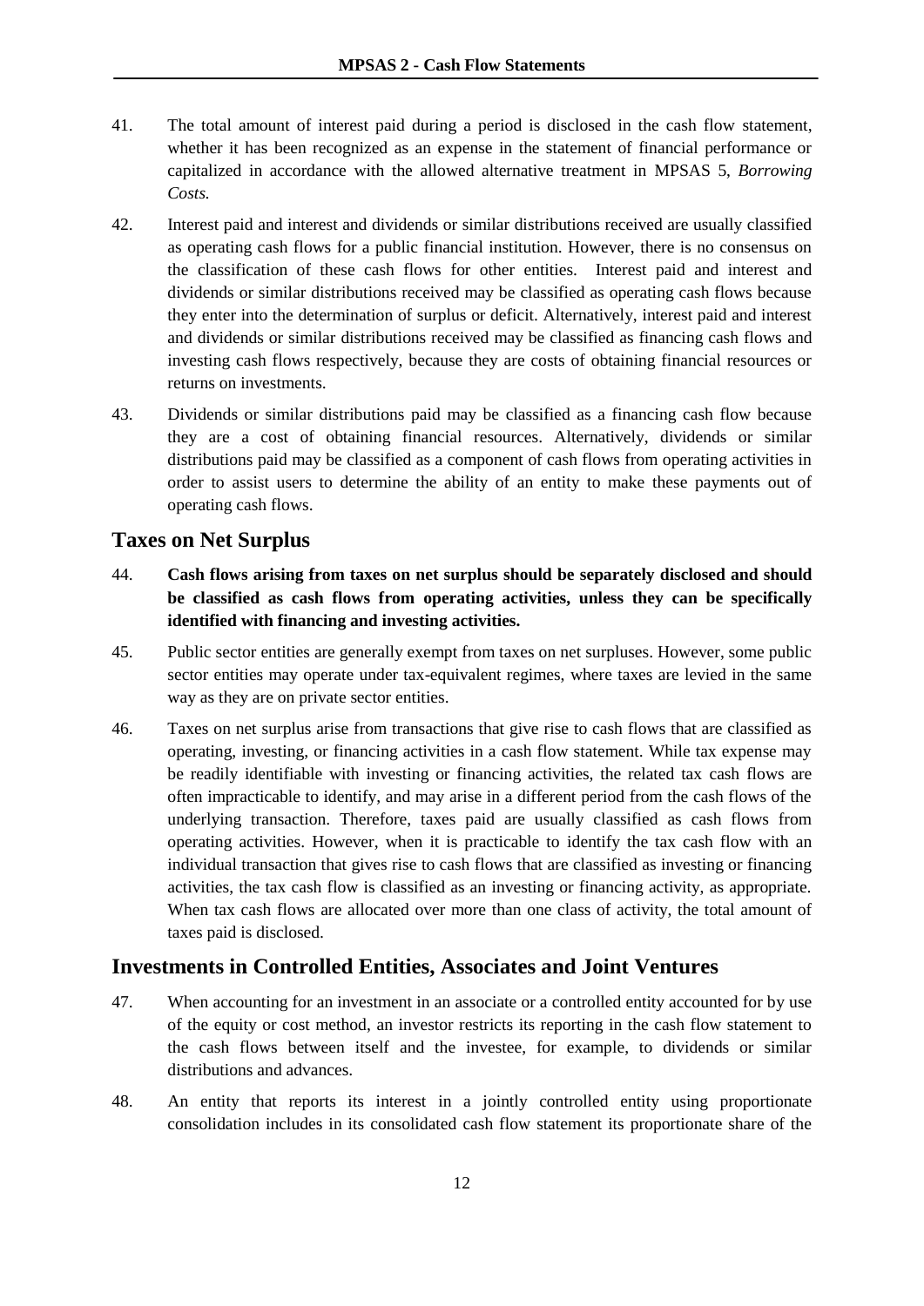41. The total amount of interest paid during a period is disclosed in the cash flow statement, whether it has been recognized as an expense in the statement of financial performance or capitalized in accordance with the allowed alternative treatment in MPSAS 5, *Borrowing Costs.*

42. Interest paid and interest and dividends or similar distributions received are usually classified as operating cash flows for a public financial institution. However, there is no consensus on the classification of these cash flows for other entities. Interest paid and interest and dividends or similar distributions received may be classified as operating cash flows because they enter into the determination of surplus or deficit. Alternatively, interest paid and interest and dividends or similar distributions received may be classified as financing cash flows and investing cash flows respectively, because they are costs of obtaining financial resources or returns on investments.

43. Dividends or similar distributions paid may be classified as a financing cash flow because they are a cost of obtaining financial resources. Alternatively, dividends or similar distributions paid may be classified as a component of cash flows from operating activities in order to assist users to determine the ability of an entity to make these payments out of operating cash flows.

## Taxes on Net Surplus

44. **Cash flows arising from taxes on net surplus should be separately disclosed and should be classified as cash flows from operating activities, unless they can be specifically identified with financing and investing activities.**

45. Public sector entities are generally exempt from taxes on net surpluses. However, some public sector entities may operate under tax-equivalent regimes, where taxes are levied in the same way as they are on private sector entities.

46. Taxes on net surplus arise from transactions that give rise to cash flows that are classified as operating, investing, or financing activities in a cash flow statement. While tax expense may be readily identifiable with investing or financing activities, the related tax cash flows are often impracticable to identify, and may arise in a different period from the cash flows of the underlying transaction. Therefore, taxes paid are usually classified as cash flows from operating activities. However, when it is practicable to identify the tax cash flow with an individual transaction that gives rise to cash flows that are classified as investing or financing activities, the tax cash flow is classified as an investing or financing activity, as appropriate. When tax cash flows are allocated over more than one class of activity, the total amount of taxes paid is disclosed.

## Investments in Controlled Entities, Associates and Joint Ventures

47. When accounting for an investment in an associate or a controlled entity accounted for by use of the equity or cost method, an investor restricts its reporting in the cash flow statement to the cash flows between itself and the investee, for example, to dividends or similar distributions and advances.

48. An entity that reports its interest in a jointly controlled entity using proportionate consolidation includes in its consolidated cash flow statement its proportionate share of the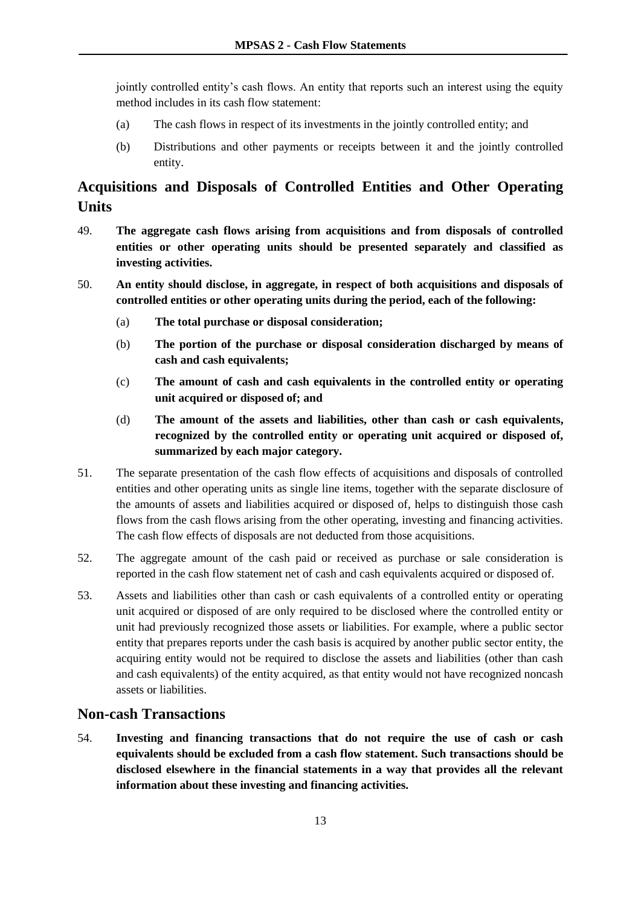jointly controlled entity's cash flows. An entity that reports such an interest using the equity method includes in its cash flow statement:

(a) The cash flows in respect of its investments in the jointly controlled entity; and

(b) Distributions and other payments or receipts between it and the jointly controlled entity.

## Acquisitions and Disposals of Controlled Entities and Other Operating Units

49. **The aggregate cash flows arising from acquisitions and from disposals of controlled entities or other operating units should be presented separately and classified as investing activities.**

50. **An entity should disclose, in aggregate, in respect of both acquisitions and disposals of controlled entities or other operating units during the period, each of the following:**

(a) **The total purchase or disposal consideration;**

(b) **The portion of the purchase or disposal consideration discharged by means of cash and cash equivalents;**

(c) **The amount of cash and cash equivalents in the controlled entity or operating unit acquired or disposed of; and**

(d) **The amount of the assets and liabilities, other than cash or cash equivalents, recognized by the controlled entity or operating unit acquired or disposed of, summarized by each major category.**

51. The separate presentation of the cash flow effects of acquisitions and disposals of controlled entities and other operating units as single line items, together with the separate disclosure of the amounts of assets and liabilities acquired or disposed of, helps to distinguish those cash flows from the cash flows arising from the other operating, investing and financing activities. The cash flow effects of disposals are not deducted from those acquisitions.

52. The aggregate amount of the cash paid or received as purchase or sale consideration is reported in the cash flow statement net of cash and cash equivalents acquired or disposed of.

53. Assets and liabilities other than cash or cash equivalents of a controlled entity or operating unit acquired or disposed of are only required to be disclosed where the controlled entity or unit had previously recognized those assets or liabilities. For example, where a public sector entity that prepares reports under the cash basis is acquired by another public sector entity, the acquiring entity would not be required to disclose the assets and liabilities (other than cash and cash equivalents) of the entity acquired, as that entity would not have recognized noncash assets or liabilities.

## Non-cash Transactions

54. **Investing and financing transactions that do not require the use of cash or cash equivalents should be excluded from a cash flow statement. Such transactions should be disclosed elsewhere in the financial statements in a way that provides all the relevant information about these investing and financing activities.**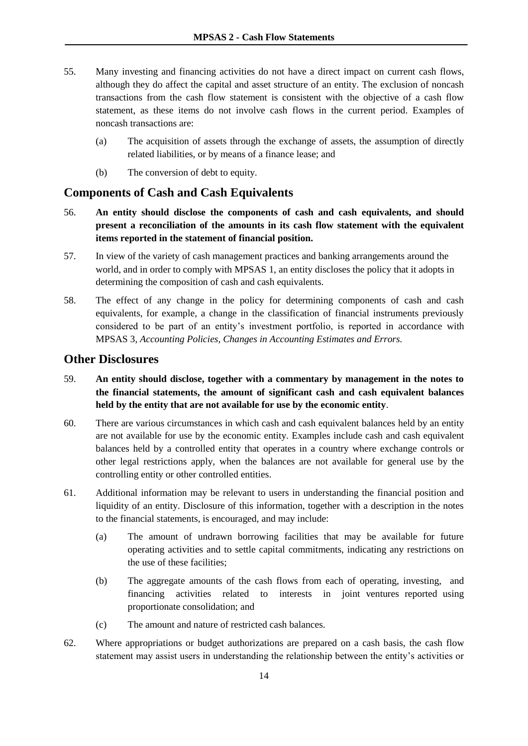55. Many investing and financing activities do not have a direct impact on current cash flows, although they do affect the capital and asset structure of an entity. The exclusion of noncash transactions from the cash flow statement is consistent with the objective of a cash flow statement, as these items do not involve cash flows in the current period. Examples of noncash transactions are:

    (a) The acquisition of assets through the exchange of assets, the assumption of directly related liabilities, or by means of a finance lease; and

    (b) The conversion of debt to equity.

## Components of Cash and Cash Equivalents

56. **An entity should disclose the components of cash and cash equivalents, and should present a reconciliation of the amounts in its cash flow statement with the equivalent items reported in the statement of financial position.**

57. In view of the variety of cash management practices and banking arrangements around the world, and in order to comply with MPSAS 1, an entity discloses the policy that it adopts in determining the composition of cash and cash equivalents.

58. The effect of any change in the policy for determining components of cash and cash equivalents, for example, a change in the classification of financial instruments previously considered to be part of an entity's investment portfolio, is reported in accordance with MPSAS 3, *Accounting Policies, Changes in Accounting Estimates and Errors.*

## Other Disclosures

59. **An entity should disclose, together with a commentary by management in the notes to the financial statements, the amount of significant cash and cash equivalent balances held by the entity that are not available for use by the economic entity**.

60. There are various circumstances in which cash and cash equivalent balances held by an entity are not available for use by the economic entity. Examples include cash and cash equivalent balances held by a controlled entity that operates in a country where exchange controls or other legal restrictions apply, when the balances are not available for general use by the controlling entity or other controlled entities.

61. Additional information may be relevant to users in understanding the financial position and liquidity of an entity. Disclosure of this information, together with a description in the notes to the financial statements, is encouraged, and may include:

    (a) The amount of undrawn borrowing facilities that may be available for future operating activities and to settle capital commitments, indicating any restrictions on the use of these facilities;

    (b) The aggregate amounts of the cash flows from each of operating, investing, and financing activities related to interests in joint ventures reported using proportionate consolidation; and

    (c) The amount and nature of restricted cash balances.

62. Where appropriations or budget authorizations are prepared on a cash basis, the cash flow statement may assist users in understanding the relationship between the entity's activities or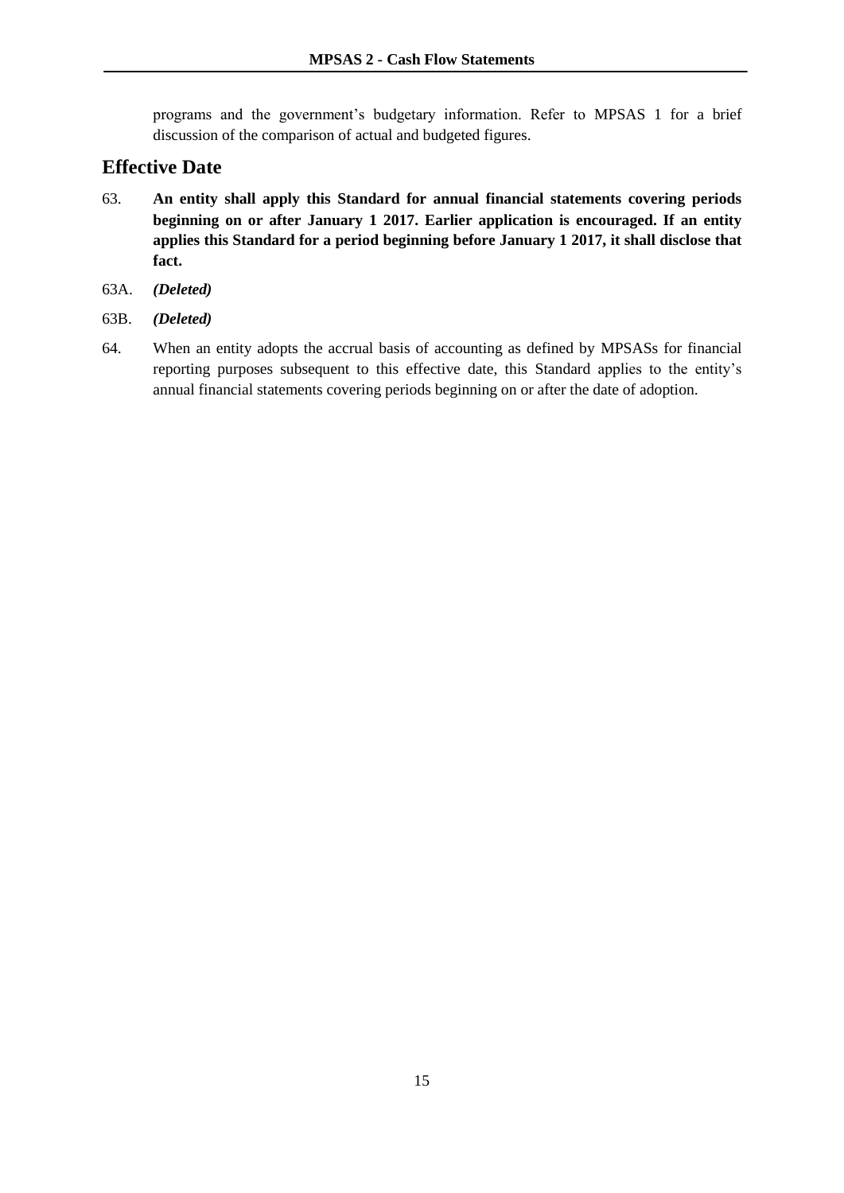programs and the government's budgetary information. Refer to MPSAS 1 for a brief discussion of the comparison of actual and budgeted figures.

## Effective Date

63. **An entity shall apply this Standard for annual financial statements covering periods beginning on or after January 1 2017. Earlier application is encouraged. If an entity applies this Standard for a period beginning before January 1 2017, it shall disclose that fact.**

63A. ***(Deleted)***

63B. ***(Deleted)***

64. When an entity adopts the accrual basis of accounting as defined by MPSASs for financial reporting purposes subsequent to this effective date, this Standard applies to the entity's annual financial statements covering periods beginning on or after the date of adoption.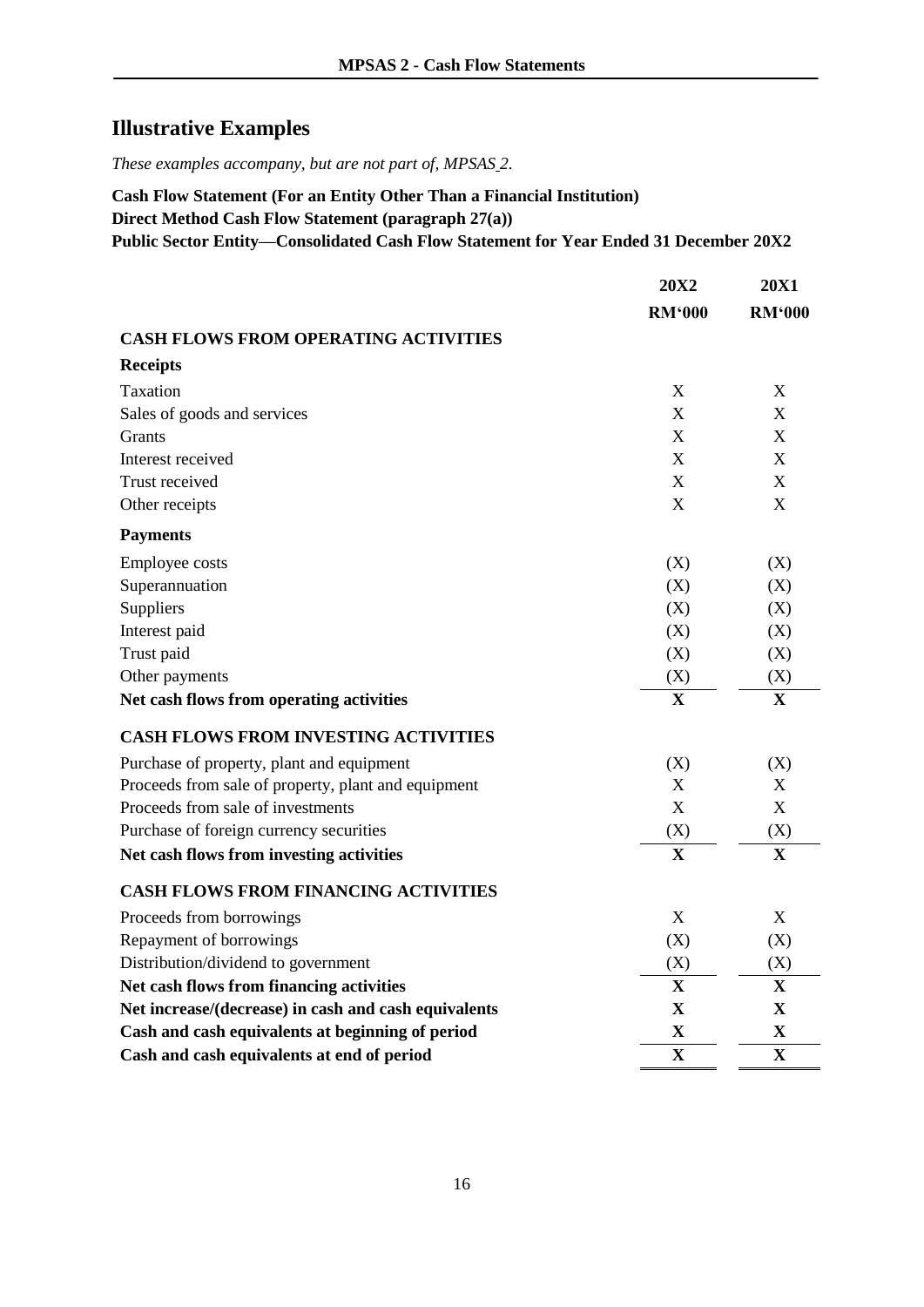# Illustrative Examples

*These examples accompany, but are not part of, MPSAS 2.*

**Cash Flow Statement (For an Entity Other Than a Financial Institution)**
**Direct Method Cash Flow Statement (paragraph 27(a))**
**Public Sector Entity—Consolidated Cash Flow Statement for Year Ended 31 December 20X2**

| | **20X2** | **20X1** |
|---|---|---|
| | **RM'000** | **RM'000** |
| **CASH FLOWS FROM OPERATING ACTIVITIES** | | |
| **Receipts** | | |
| Taxation | X | X |
| Sales of goods and services | X | X |
| Grants | X | X |
| Interest received | X | X |
| Trust received | X | X |
| Other receipts | X | X |
| **Payments** | | |
| Employee costs | (X) | (X) |
| Superannuation | (X) | (X) |
| Suppliers | (X) | (X) |
| Interest paid | (X) | (X) |
| Trust paid | (X) | (X) |
| Other payments | (X) | (X) |
| **Net cash flows from operating activities** | **X** | **X** |
| **CASH FLOWS FROM INVESTING ACTIVITIES** | | |
| Purchase of property, plant and equipment | (X) | (X) |
| Proceeds from sale of property, plant and equipment | X | X |
| Proceeds from sale of investments | X | X |
| Purchase of foreign currency securities | (X) | (X) |
| **Net cash flows from investing activities** | **X** | **X** |
| **CASH FLOWS FROM FINANCING ACTIVITIES** | | |
| Proceeds from borrowings | X | X |
| Repayment of borrowings | (X) | (X) |
| Distribution/dividend to government | (X) | (X) |
| **Net cash flows from financing activities** | **X** | **X** |
| **Net increase/(decrease) in cash and cash equivalents** | **X** | **X** |
| **Cash and cash equivalents at beginning of period** | **X** | **X** |
| **Cash and cash equivalents at end of period** | **X** | **X** |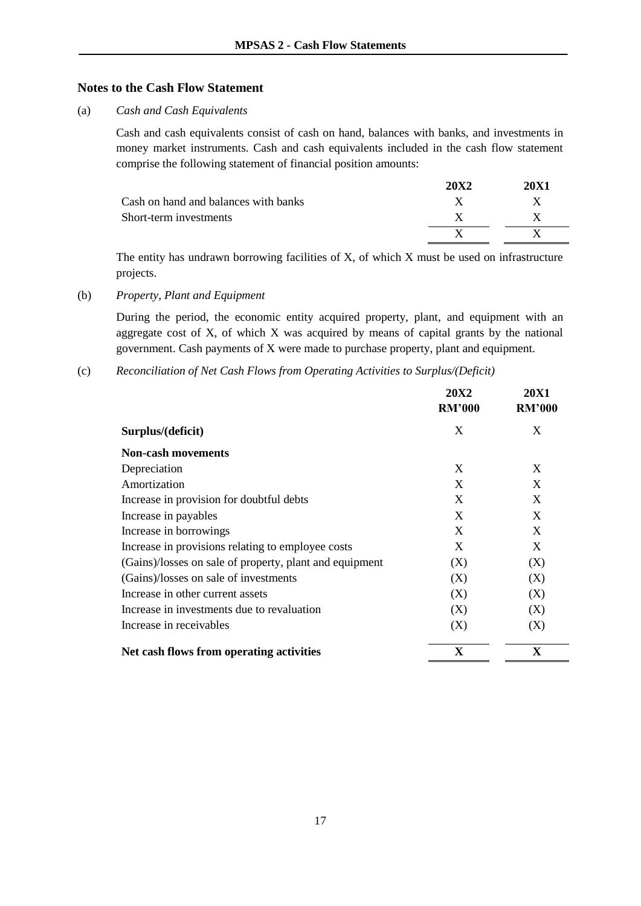## Notes to the Cash Flow Statement

(a) *Cash and Cash Equivalents*

Cash and cash equivalents consist of cash on hand, balances with banks, and investments in money market instruments. Cash and cash equivalents included in the cash flow statement comprise the following statement of financial position amounts:

| | 20X2 | 20X1 |
|---|---|---|
| Cash on hand and balances with banks | X | X |
| Short-term investments | X | X |
| | X | X |

The entity has undrawn borrowing facilities of X, of which X must be used on infrastructure projects.

(b) *Property, Plant and Equipment*

During the period, the economic entity acquired property, plant, and equipment with an aggregate cost of X, of which X was acquired by means of capital grants by the national government. Cash payments of X were made to purchase property, plant and equipment.

(c) *Reconciliation of Net Cash Flows from Operating Activities to Surplus/(Deficit)*

| | 20X2 RM'000 | 20X1 RM'000 |
|---|---|---|
| **Surplus/(deficit)** | X | X |
| **Non-cash movements** | | |
| Depreciation | X | X |
| Amortization | X | X |
| Increase in provision for doubtful debts | X | X |
| Increase in payables | X | X |
| Increase in borrowings | X | X |
| Increase in provisions relating to employee costs | X | X |
| (Gains)/losses on sale of property, plant and equipment | (X) | (X) |
| (Gains)/losses on sale of investments | (X) | (X) |
| Increase in other current assets | (X) | (X) |
| Increase in investments due to revaluation | (X) | (X) |
| Increase in receivables | (X) | (X) |
| **Net cash flows from operating activities** | **X** | **X** |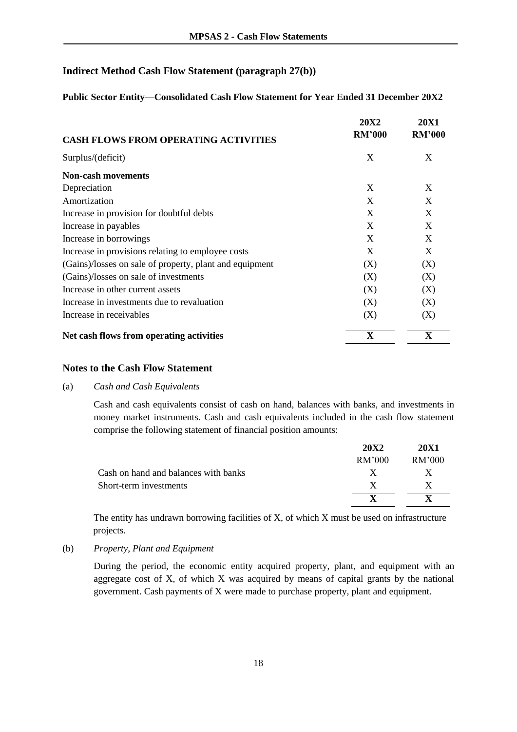## Indirect Method Cash Flow Statement (paragraph 27(b))

**Public Sector Entity—Consolidated Cash Flow Statement for Year Ended 31 December 20X2**

| **CASH FLOWS FROM OPERATING ACTIVITIES** | **20X2 RM'000** | **20X1 RM'000** |
|---|---|---|
| Surplus/(deficit) | X | X |
| **Non-cash movements** | | |
| Depreciation | X | X |
| Amortization | X | X |
| Increase in provision for doubtful debts | X | X |
| Increase in payables | X | X |
| Increase in borrowings | X | X |
| Increase in provisions relating to employee costs | X | X |
| (Gains)/losses on sale of property, plant and equipment | (X) | (X) |
| (Gains)/losses on sale of investments | (X) | (X) |
| Increase in other current assets | (X) | (X) |
| Increase in investments due to revaluation | (X) | (X) |
| Increase in receivables | (X) | (X) |
| **Net cash flows from operating activities** | **X** | **X** |

## Notes to the Cash Flow Statement

(a) *Cash and Cash Equivalents*

Cash and cash equivalents consist of cash on hand, balances with banks, and investments in money market instruments. Cash and cash equivalents included in the cash flow statement comprise the following statement of financial position amounts:

| | **20X2** RM'000 | **20X1** RM'000 |
|---|---|---|
| Cash on hand and balances with banks | X | X |
| Short-term investments | X | X |
| | **X** | **X** |

The entity has undrawn borrowing facilities of X, of which X must be used on infrastructure projects.

(b) *Property, Plant and Equipment*

During the period, the economic entity acquired property, plant, and equipment with an aggregate cost of X, of which X was acquired by means of capital grants by the national government. Cash payments of X were made to purchase property, plant and equipment.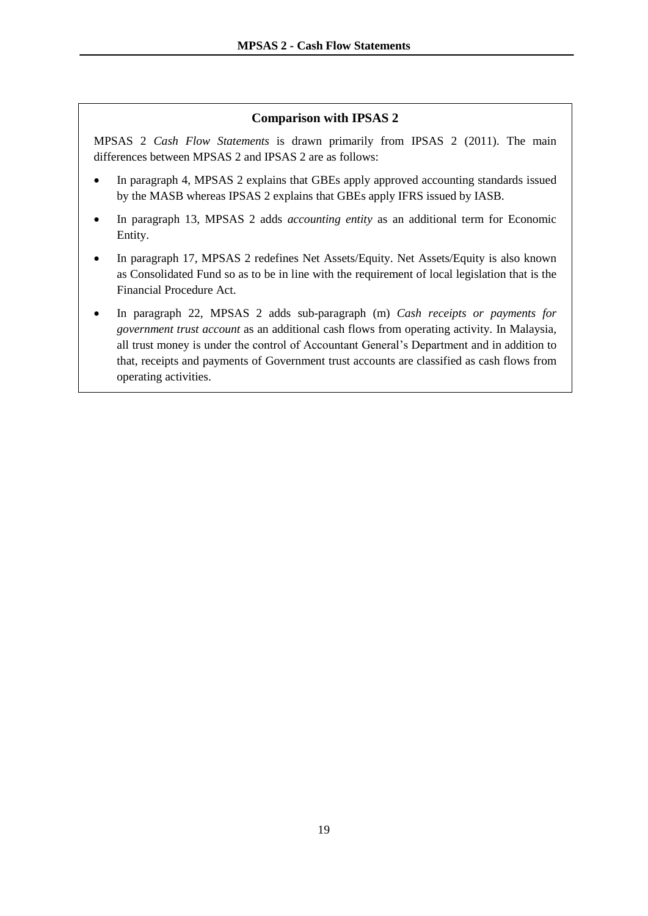## Comparison with IPSAS 2

MPSAS 2 *Cash Flow Statements* is drawn primarily from IPSAS 2 (2011). The main differences between MPSAS 2 and IPSAS 2 are as follows:

- In paragraph 4, MPSAS 2 explains that GBEs apply approved accounting standards issued by the MASB whereas IPSAS 2 explains that GBEs apply IFRS issued by IASB.
- In paragraph 13, MPSAS 2 adds *accounting entity* as an additional term for Economic Entity.
- In paragraph 17, MPSAS 2 redefines Net Assets/Equity. Net Assets/Equity is also known as Consolidated Fund so as to be in line with the requirement of local legislation that is the Financial Procedure Act.
- In paragraph 22, MPSAS 2 adds sub-paragraph (m) *Cash receipts or payments for government trust account* as an additional cash flows from operating activity. In Malaysia, all trust money is under the control of Accountant General's Department and in addition to that, receipts and payments of Government trust accounts are classified as cash flows from operating activities.